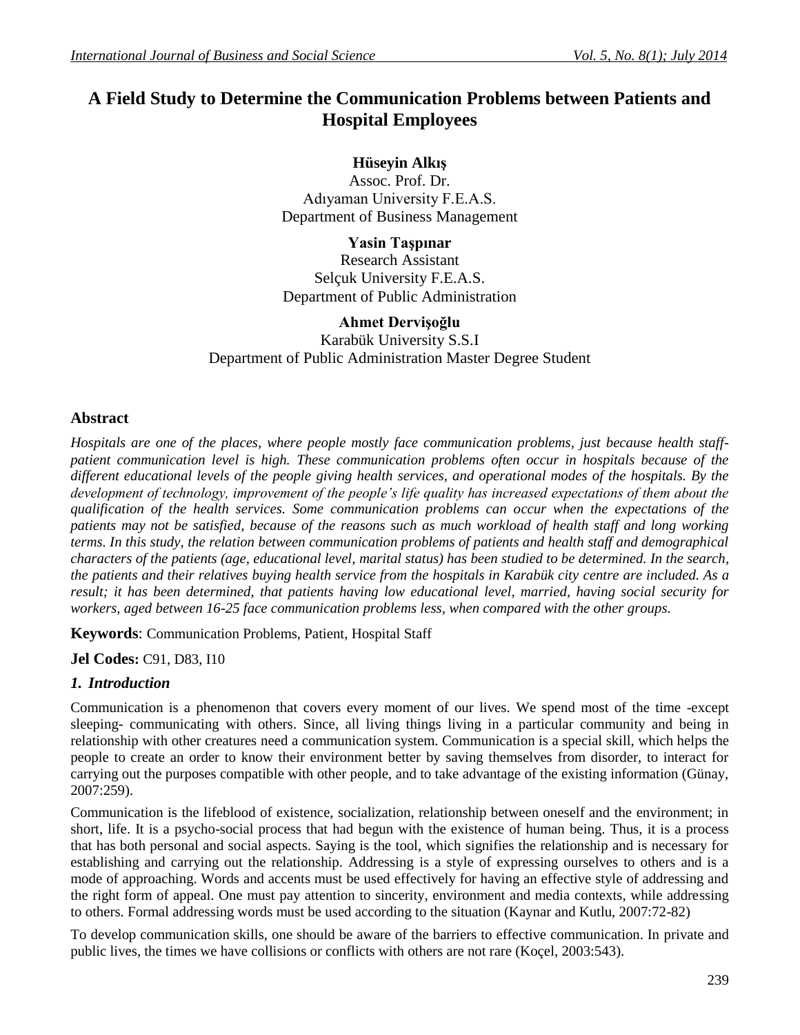# A Field Study to Determine the Communication Problems between Patients and Hospital Employees

**Hüseyin Alkış**
Assoc. Prof. Dr.
Adıyaman University F.E.A.S.
Department of Business Management

**Yasin Taşpınar**
Research Assistant
Selçuk University F.E.A.S.
Department of Public Administration

**Ahmet Dervişoğlu**
Karabük University S.S.I
Department of Public Administration Master Degree Student

## Abstract

*Hospitals are one of the places, where people mostly face communication problems, just because health staff-patient communication level is high. These communication problems often occur in hospitals because of the different educational levels of the people giving health services, and operational modes of the hospitals. By the development of technology, improvement of the people's life quality has increased expectations of them about the qualification of the health services. Some communication problems can occur when the expectations of the patients may not be satisfied, because of the reasons such as much workload of health staff and long working terms. In this study, the relation between communication problems of patients and health staff and demographical characters of the patients (age, educational level, marital status) has been studied to be determined. In the search, the patients and their relatives buying health service from the hospitals in Karabük city centre are included. As a result; it has been determined, that patients having low educational level, married, having social security for workers, aged between 16-25 face communication problems less, when compared with the other groups.*

**Keywords**: Communication Problems, Patient, Hospital Staff

**Jel Codes:** C91, D83, I10

## *1. Introduction*

Communication is a phenomenon that covers every moment of our lives. We spend most of the time -except sleeping- communicating with others. Since, all living things living in a particular community and being in relationship with other creatures need a communication system. Communication is a special skill, which helps the people to create an order to know their environment better by saving themselves from disorder, to interact for carrying out the purposes compatible with other people, and to take advantage of the existing information (Günay, 2007:259).

Communication is the lifeblood of existence, socialization, relationship between oneself and the environment; in short, life. It is a psycho-social process that had begun with the existence of human being. Thus, it is a process that has both personal and social aspects. Saying is the tool, which signifies the relationship and is necessary for establishing and carrying out the relationship. Addressing is a style of expressing ourselves to others and is a mode of approaching. Words and accents must be used effectively for having an effective style of addressing and the right form of appeal. One must pay attention to sincerity, environment and media contexts, while addressing to others. Formal addressing words must be used according to the situation (Kaynar and Kutlu, 2007:72-82)

To develop communication skills, one should be aware of the barriers to effective communication. In private and public lives, the times we have collisions or conflicts with others are not rare (Koçel, 2003:543).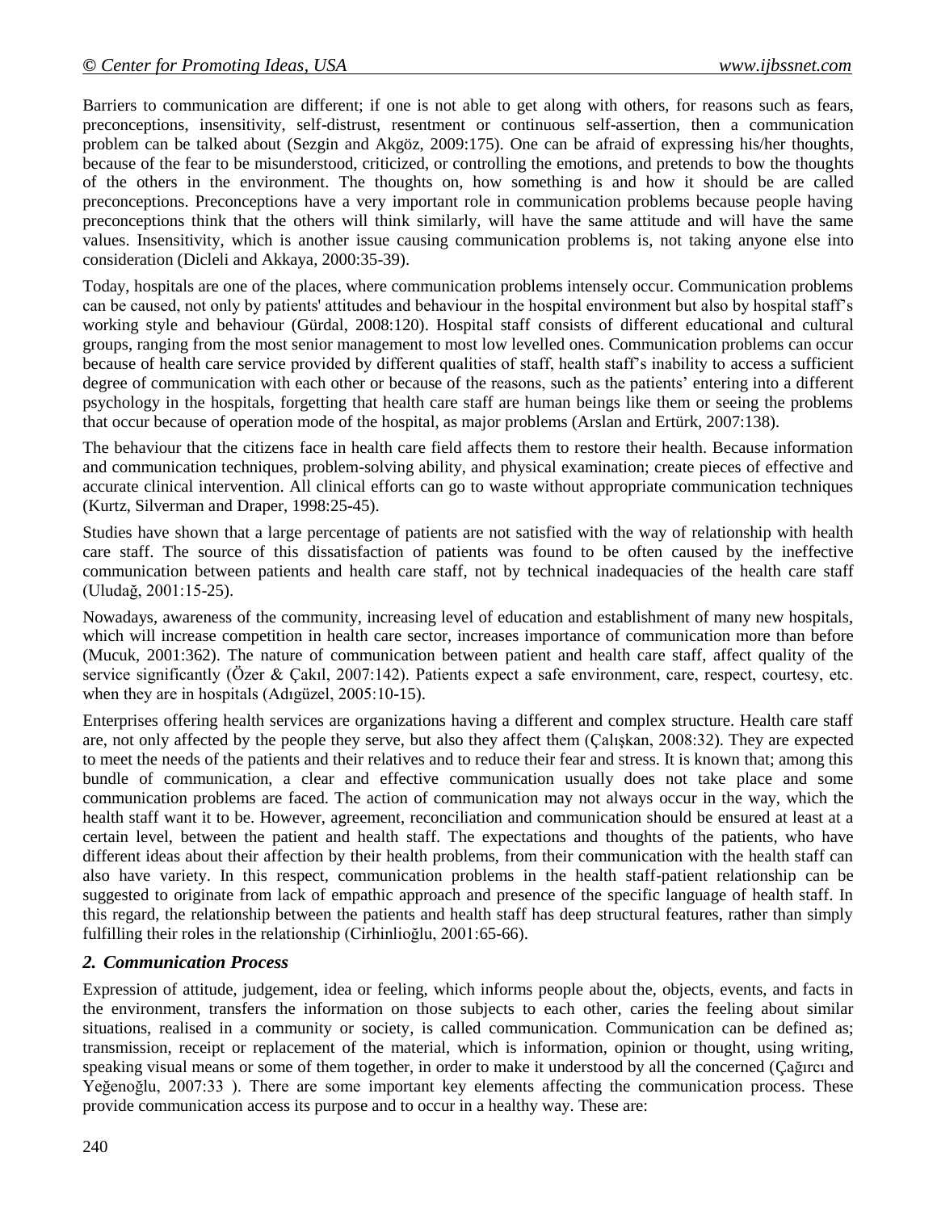Barriers to communication are different; if one is not able to get along with others, for reasons such as fears, preconceptions, insensitivity, self-distrust, resentment or continuous self-assertion, then a communication problem can be talked about (Sezgin and Akgöz, 2009:175). One can be afraid of expressing his/her thoughts, because of the fear to be misunderstood, criticized, or controlling the emotions, and pretends to bow the thoughts of the others in the environment. The thoughts on, how something is and how it should be are called preconceptions. Preconceptions have a very important role in communication problems because people having preconceptions think that the others will think similarly, will have the same attitude and will have the same values. Insensitivity, which is another issue causing communication problems is, not taking anyone else into consideration (Dicleli and Akkaya, 2000:35-39).

Today, hospitals are one of the places, where communication problems intensely occur. Communication problems can be caused, not only by patients' attitudes and behaviour in the hospital environment but also by hospital staff's working style and behaviour (Gürdal, 2008:120). Hospital staff consists of different educational and cultural groups, ranging from the most senior management to most low levelled ones. Communication problems can occur because of health care service provided by different qualities of staff, health staff's inability to access a sufficient degree of communication with each other or because of the reasons, such as the patients' entering into a different psychology in the hospitals, forgetting that health care staff are human beings like them or seeing the problems that occur because of operation mode of the hospital, as major problems (Arslan and Ertürk, 2007:138).

The behaviour that the citizens face in health care field affects them to restore their health. Because information and communication techniques, problem-solving ability, and physical examination; create pieces of effective and accurate clinical intervention. All clinical efforts can go to waste without appropriate communication techniques (Kurtz, Silverman and Draper, 1998:25-45).

Studies have shown that a large percentage of patients are not satisfied with the way of relationship with health care staff. The source of this dissatisfaction of patients was found to be often caused by the ineffective communication between patients and health care staff, not by technical inadequacies of the health care staff (Uludağ, 2001:15-25).

Nowadays, awareness of the community, increasing level of education and establishment of many new hospitals, which will increase competition in health care sector, increases importance of communication more than before (Mucuk, 2001:362). The nature of communication between patient and health care staff, affect quality of the service significantly (Özer & Çakıl, 2007:142). Patients expect a safe environment, care, respect, courtesy, etc. when they are in hospitals (Adıgüzel, 2005:10-15).

Enterprises offering health services are organizations having a different and complex structure. Health care staff are, not only affected by the people they serve, but also they affect them (Çalışkan, 2008:32). They are expected to meet the needs of the patients and their relatives and to reduce their fear and stress. It is known that; among this bundle of communication, a clear and effective communication usually does not take place and some communication problems are faced. The action of communication may not always occur in the way, which the health staff want it to be. However, agreement, reconciliation and communication should be ensured at least at a certain level, between the patient and health staff. The expectations and thoughts of the patients, who have different ideas about their affection by their health problems, from their communication with the health staff can also have variety. In this respect, communication problems in the health staff-patient relationship can be suggested to originate from lack of empathic approach and presence of the specific language of health staff. In this regard, the relationship between the patients and health staff has deep structural features, rather than simply fulfilling their roles in the relationship (Cirhinlioğlu, 2001:65-66).

## 2. Communication Process

Expression of attitude, judgement, idea or feeling, which informs people about the, objects, events, and facts in the environment, transfers the information on those subjects to each other, caries the feeling about similar situations, realised in a community or society, is called communication. Communication can be defined as; transmission, receipt or replacement of the material, which is information, opinion or thought, using writing, speaking visual means or some of them together, in order to make it understood by all the concerned (Çağırcı and Yeğenoğlu, 2007:33 ). There are some important key elements affecting the communication process. These provide communication access its purpose and to occur in a healthy way. These are: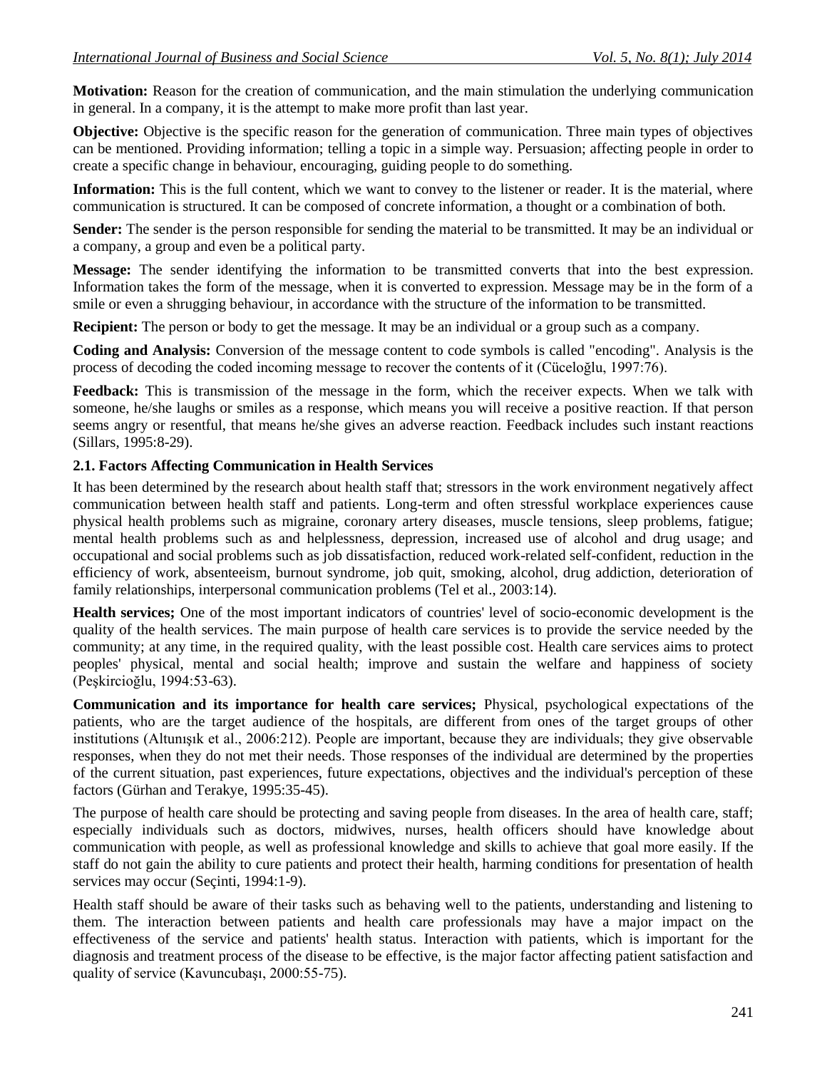**Motivation:** Reason for the creation of communication, and the main stimulation the underlying communication in general. In a company, it is the attempt to make more profit than last year.

**Objective:** Objective is the specific reason for the generation of communication. Three main types of objectives can be mentioned. Providing information; telling a topic in a simple way. Persuasion; affecting people in order to create a specific change in behaviour, encouraging, guiding people to do something.

**Information:** This is the full content, which we want to convey to the listener or reader. It is the material, where communication is structured. It can be composed of concrete information, a thought or a combination of both.

**Sender:** The sender is the person responsible for sending the material to be transmitted. It may be an individual or a company, a group and even be a political party.

**Message:** The sender identifying the information to be transmitted converts that into the best expression. Information takes the form of the message, when it is converted to expression. Message may be in the form of a smile or even a shrugging behaviour, in accordance with the structure of the information to be transmitted.

**Recipient:** The person or body to get the message. It may be an individual or a group such as a company.

**Coding and Analysis:** Conversion of the message content to code symbols is called "encoding". Analysis is the process of decoding the coded incoming message to recover the contents of it (Cüceloğlu, 1997:76).

**Feedback:** This is transmission of the message in the form, which the receiver expects. When we talk with someone, he/she laughs or smiles as a response, which means you will receive a positive reaction. If that person seems angry or resentful, that means he/she gives an adverse reaction. Feedback includes such instant reactions (Sillars, 1995:8-29).

### 2.1. Factors Affecting Communication in Health Services

It has been determined by the research about health staff that; stressors in the work environment negatively affect communication between health staff and patients. Long-term and often stressful workplace experiences cause physical health problems such as migraine, coronary artery diseases, muscle tensions, sleep problems, fatigue; mental health problems such as and helplessness, depression, increased use of alcohol and drug usage; and occupational and social problems such as job dissatisfaction, reduced work-related self-confident, reduction in the efficiency of work, absenteeism, burnout syndrome, job quit, smoking, alcohol, drug addiction, deterioration of family relationships, interpersonal communication problems (Tel et al., 2003:14).

**Health services;** One of the most important indicators of countries' level of socio-economic development is the quality of the health services. The main purpose of health care services is to provide the service needed by the community; at any time, in the required quality, with the least possible cost. Health care services aims to protect peoples' physical, mental and social health; improve and sustain the welfare and happiness of society (Peşkircioğlu, 1994:53-63).

**Communication and its importance for health care services;** Physical, psychological expectations of the patients, who are the target audience of the hospitals, are different from ones of the target groups of other institutions (Altunışık et al., 2006:212). People are important, because they are individuals; they give observable responses, when they do not met their needs. Those responses of the individual are determined by the properties of the current situation, past experiences, future expectations, objectives and the individual's perception of these factors (Gürhan and Terakye, 1995:35-45).

The purpose of health care should be protecting and saving people from diseases. In the area of health care, staff; especially individuals such as doctors, midwives, nurses, health officers should have knowledge about communication with people, as well as professional knowledge and skills to achieve that goal more easily. If the staff do not gain the ability to cure patients and protect their health, harming conditions for presentation of health services may occur (Seçinti, 1994:1-9).

Health staff should be aware of their tasks such as behaving well to the patients, understanding and listening to them. The interaction between patients and health care professionals may have a major impact on the effectiveness of the service and patients' health status. Interaction with patients, which is important for the diagnosis and treatment process of the disease to be effective, is the major factor affecting patient satisfaction and quality of service (Kavuncubaşı, 2000:55-75).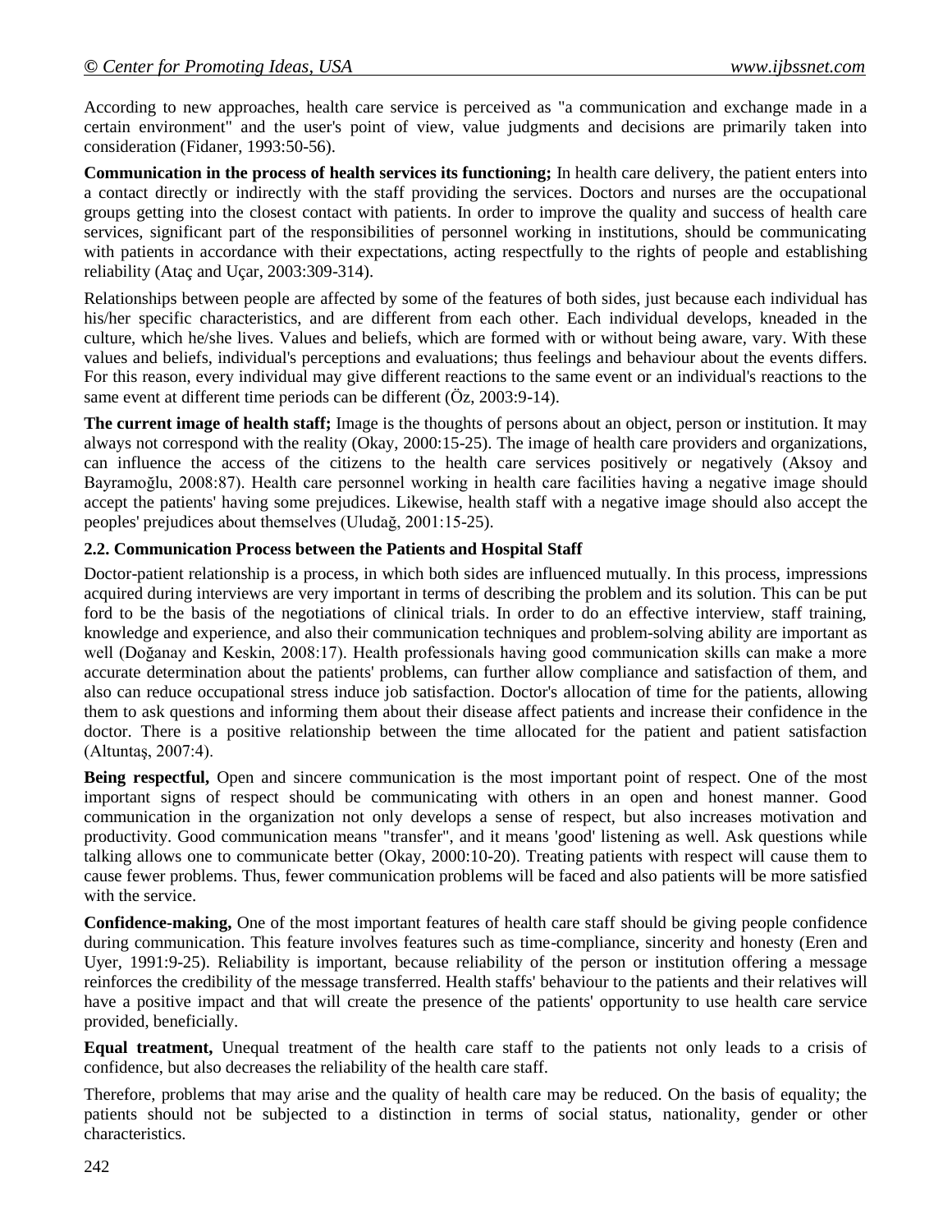According to new approaches, health care service is perceived as "a communication and exchange made in a certain environment" and the user's point of view, value judgments and decisions are primarily taken into consideration (Fidaner, 1993:50-56).

**Communication in the process of health services its functioning;** In health care delivery, the patient enters into a contact directly or indirectly with the staff providing the services. Doctors and nurses are the occupational groups getting into the closest contact with patients. In order to improve the quality and success of health care services, significant part of the responsibilities of personnel working in institutions, should be communicating with patients in accordance with their expectations, acting respectfully to the rights of people and establishing reliability (Ataç and Uçar, 2003:309-314).

Relationships between people are affected by some of the features of both sides, just because each individual has his/her specific characteristics, and are different from each other. Each individual develops, kneaded in the culture, which he/she lives. Values and beliefs, which are formed with or without being aware, vary. With these values and beliefs, individual's perceptions and evaluations; thus feelings and behaviour about the events differs. For this reason, every individual may give different reactions to the same event or an individual's reactions to the same event at different time periods can be different (Öz, 2003:9-14).

**The current image of health staff;** Image is the thoughts of persons about an object, person or institution. It may always not correspond with the reality (Okay, 2000:15-25). The image of health care providers and organizations, can influence the access of the citizens to the health care services positively or negatively (Aksoy and Bayramoğlu, 2008:87). Health care personnel working in health care facilities having a negative image should accept the patients' having some prejudices. Likewise, health staff with a negative image should also accept the peoples' prejudices about themselves (Uludağ, 2001:15-25).

### 2.2. Communication Process between the Patients and Hospital Staff

Doctor-patient relationship is a process, in which both sides are influenced mutually. In this process, impressions acquired during interviews are very important in terms of describing the problem and its solution. This can be put ford to be the basis of the negotiations of clinical trials. In order to do an effective interview, staff training, knowledge and experience, and also their communication techniques and problem-solving ability are important as well (Doğanay and Keskin, 2008:17). Health professionals having good communication skills can make a more accurate determination about the patients' problems, can further allow compliance and satisfaction of them, and also can reduce occupational stress induce job satisfaction. Doctor's allocation of time for the patients, allowing them to ask questions and informing them about their disease affect patients and increase their confidence in the doctor. There is a positive relationship between the time allocated for the patient and patient satisfaction (Altuntaş, 2007:4).

**Being respectful,** Open and sincere communication is the most important point of respect. One of the most important signs of respect should be communicating with others in an open and honest manner. Good communication in the organization not only develops a sense of respect, but also increases motivation and productivity. Good communicate means "transfer", and it means 'good' listening as well. Ask questions while talking allows one to communicate better (Okay, 2000:10-20). Treating patients with respect will cause them to cause fewer problems. Thus, fewer communication problems will be faced and also patients will be more satisfied with the service.

**Confidence-making,** One of the most important features of health care staff should be giving people confidence during communication. This feature involves features such as time-compliance, sincerity and honesty (Eren and Uyer, 1991:9-25). Reliability is important, because reliability of the person or institution offering a message reinforces the credibility of the message transferred. Health staffs' behaviour to the patients and their relatives will have a positive impact and that will create the presence of the patients' opportunity to use health care service provided, beneficially.

**Equal treatment,** Unequal treatment of the health care staff to the patients not only leads to a crisis of confidence, but also decreases the reliability of the health care staff.

Therefore, problems that may arise and the quality of health care may be reduced. On the basis of equality; the patients should not be subjected to a distinction in terms of social status, nationality, gender or other characteristics.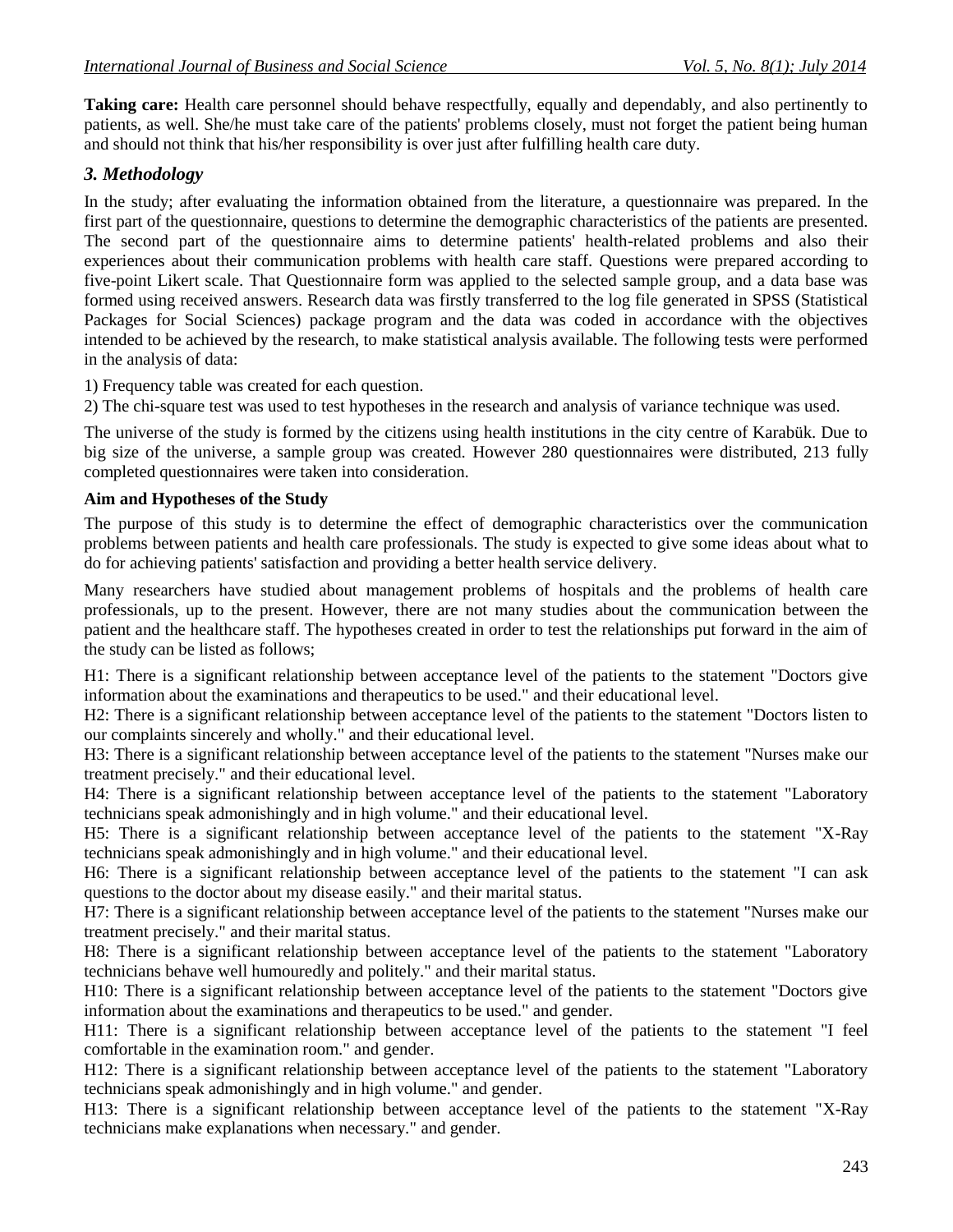**Taking care:** Health care personnel should behave respectfully, equally and dependably, and also pertinently to patients, as well. She/he must take care of the patients' problems closely, must not forget the patient being human and should not think that his/her responsibility is over just after fulfilling health care duty.

## *3. Methodology*

In the study; after evaluating the information obtained from the literature, a questionnaire was prepared. In the first part of the questionnaire, questions to determine the demographic characteristics of the patients are presented. The second part of the questionnaire aims to determine patients' health-related problems and also their experiences about their communication problems with health care staff. Questions were prepared according to five-point Likert scale. That Questionnaire form was applied to the selected sample group, and a data base was formed using received answers. Research data was firstly transferred to the log file generated in SPSS (Statistical Packages for Social Sciences) package program and the data was coded in accordance with the objectives intended to be achieved by the research, to make statistical analysis available. The following tests were performed in the analysis of data:

1) Frequency table was created for each question.

2) The chi-square test was used to test hypotheses in the research and analysis of variance technique was used.

The universe of the study is formed by the citizens using health institutions in the city centre of Karabük. Due to big size of the universe, a sample group was created. However 280 questionnaires were distributed, 213 fully completed questionnaires were taken into consideration.

**Aim and Hypotheses of the Study**

The purpose of this study is to determine the effect of demographic characteristics over the communication problems between patients and health care professionals. The study is expected to give some ideas about what to do for achieving patients' satisfaction and providing a better health service delivery.

Many researchers have studied about management problems of hospitals and the problems of health care professionals, up to the present. However, there are not many studies about the communication between the patient and the healthcare staff. The hypotheses created in order to test the relationships put forward in the aim of the study can be listed as follows;

H1: There is a significant relationship between acceptance level of the patients to the statement "Doctors give information about the examinations and therapeutics to be used." and their educational level.

H2: There is a significant relationship between acceptance level of the patients to the statement "Doctors listen to our complaints sincerely and wholly." and their educational level.

H3: There is a significant relationship between acceptance level of the patients to the statement "Nurses make our treatment precisely." and their educational level.

H4: There is a significant relationship between acceptance level of the patients to the statement "Laboratory technicians speak admonishingly and in high volume." and their educational level.

H5: There is a significant relationship between acceptance level of the patients to the statement "X-Ray technicians speak admonishingly and in high volume." and their educational level.

H6: There is a significant relationship between acceptance level of the patients to the statement "I can ask questions to the doctor about my disease easily." and their marital status.

H7: There is a significant relationship between acceptance level of the patients to the statement "Nurses make our treatment precisely." and their marital status.

H8: There is a significant relationship between acceptance level of the patients to the statement "Laboratory technicians behave well humouredly and politely." and their marital status.

H10: There is a significant relationship between acceptance level of the patients to the statement "Doctors give information about the examinations and therapeutics to be used." and gender.

H11: There is a significant relationship between acceptance level of the patients to the statement "I feel comfortable in the examination room." and gender.

H12: There is a significant relationship between acceptance level of the patients to the statement "Laboratory technicians speak admonishingly and in high volume." and gender.

H13: There is a significant relationship between acceptance level of the patients to the statement "X-Ray technicians make explanations when necessary." and gender.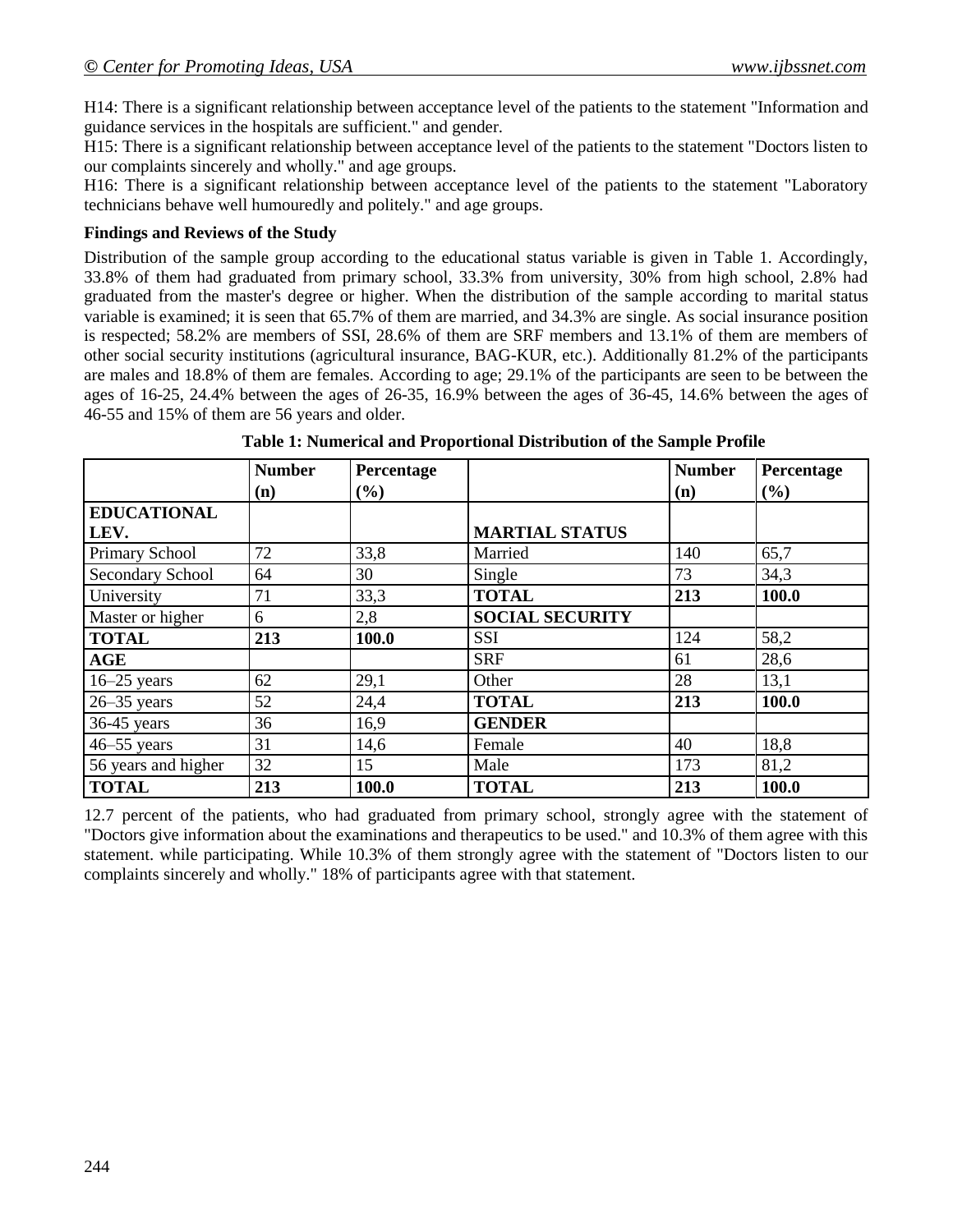H14: There is a significant relationship between acceptance level of the patients to the statement "Information and guidance services in the hospitals are sufficient." and gender.

H15: There is a significant relationship between acceptance level of the patients to the statement "Doctors listen to our complaints sincerely and wholly." and age groups.

H16: There is a significant relationship between acceptance level of the patients to the statement "Laboratory technicians behave well humouredly and politely." and age groups.

**Findings and Reviews of the Study**

Distribution of the sample group according to the educational status variable is given in Table 1. Accordingly, 33.8% of them had graduated from primary school, 33.3% from university, 30% from high school, 2.8% had graduated from the master's degree or higher. When the distribution of the sample according to marital status variable is examined; it is seen that 65.7% of them are married, and 34.3% are single. As social insurance position is respected; 58.2% are members of SSI, 28.6% of them are SRF members and 13.1% of them are members of other social security institutions (agricultural insurance, BAG-KUR, etc.). Additionally 81.2% of the participants are males and 18.8% of them are females. According to age; 29.1% of the participants are seen to be between the ages of 16-25, 24.4% between the ages of 26-35, 16.9% between the ages of 36-45, 14.6% between the ages of 46-55 and 15% of them are 56 years and older.

**Table 1: Numerical and Proportional Distribution of the Sample Profile**

| | Number (n) | Percentage (%) | | Number (n) | Percentage (%) |
|---|---|---|---|---|---|
| **EDUCATIONAL LEV.** | | | **MARTIAL STATUS** | | |
| Primary School | 72 | 33,8 | Married | 140 | 65,7 |
| Secondary School | 64 | 30 | Single | 73 | 34,3 |
| University | 71 | 33,3 | **TOTAL** | **213** | **100.0** |
| Master or higher | 6 | 2,8 | **SOCIAL SECURITY** | | |
| **TOTAL** | **213** | **100.0** | SSI | 124 | 58,2 |
| **AGE** | | | SRF | 61 | 28,6 |
| 16–25 years | 62 | 29,1 | Other | 28 | 13,1 |
| 26–35 years | 52 | 24,4 | **TOTAL** | **213** | **100.0** |
| 36-45 years | 36 | 16,9 | **GENDER** | | |
| 46–55 years | 31 | 14,6 | Female | 40 | 18,8 |
| 56 years and higher | 32 | 15 | Male | 173 | 81,2 |
| **TOTAL** | **213** | **100.0** | **TOTAL** | **213** | **100.0** |

12.7 percent of the patients, who had graduated from primary school, strongly agree with the statement of "Doctors give information about the examinations and therapeutics to be used." and 10.3% of them agree with this statement. while participating. While 10.3% of them strongly agree with the statement of "Doctors listen to our complaints sincerely and wholly." 18% of participants agree with that statement.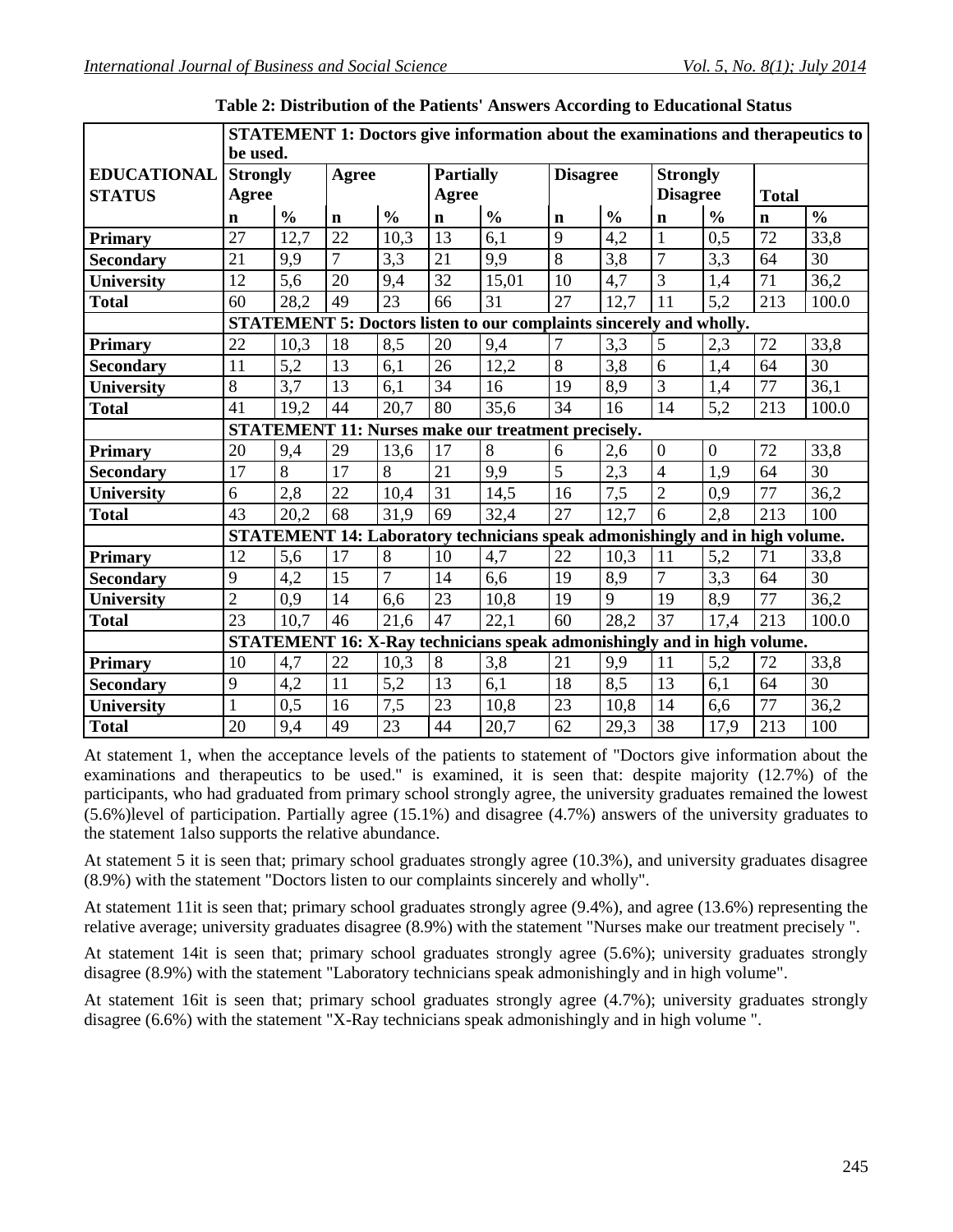**Table 2: Distribution of the Patients' Answers According to Educational Status**

| EDUCATIONAL STATUS | Strongly Agree | | Agree | | Partially Agree | | Disagree | | Strongly Disagree | | Total | |
|---|---|---|---|---|---|---|---|---|---|---|---|---|
| | n | % | n | % | n | % | n | % | n | % | n | % |
| | **STATEMENT 1: Doctors give information about the examinations and therapeutics to be used.** | | | | | | | | | | | |
| **Primary** | 27 | 12,7 | 22 | 10,3 | 13 | 6,1 | 9 | 4,2 | 1 | 0,5 | 72 | 33,8 |
| **Secondary** | 21 | 9,9 | 7 | 3,3 | 21 | 9,9 | 8 | 3,8 | 7 | 3,3 | 64 | 30 |
| **University** | 12 | 5,6 | 20 | 9,4 | 32 | 15,01 | 10 | 4,7 | 3 | 1,4 | 71 | 36,2 |
| **Total** | 60 | 28,2 | 49 | 23 | 66 | 31 | 27 | 12,7 | 11 | 5,2 | 213 | 100.0 |
| | **STATEMENT 5: Doctors listen to our complaints sincerely and wholly.** | | | | | | | | | | | |
| **Primary** | 22 | 10,3 | 18 | 8,5 | 20 | 9,4 | 7 | 3,3 | 5 | 2,3 | 72 | 33,8 |
| **Secondary** | 11 | 5,2 | 13 | 6,1 | 26 | 12,2 | 8 | 3,8 | 6 | 1,4 | 64 | 30 |
| **University** | 8 | 3,7 | 13 | 6,1 | 34 | 16 | 19 | 8,9 | 3 | 1,4 | 77 | 36,1 |
| **Total** | 41 | 19,2 | 44 | 20,7 | 80 | 35,6 | 34 | 16 | 14 | 5,2 | 213 | 100.0 |
| | **STATEMENT 11: Nurses make our treatment precisely.** | | | | | | | | | | | |
| **Primary** | 20 | 9,4 | 29 | 13,6 | 17 | 8 | 6 | 2,6 | 0 | 0 | 72 | 33,8 |
| **Secondary** | 17 | 8 | 17 | 8 | 21 | 9,9 | 5 | 2,3 | 4 | 1,9 | 64 | 30 |
| **University** | 6 | 2,8 | 22 | 10,4 | 31 | 14,5 | 16 | 7,5 | 2 | 0,9 | 77 | 36,2 |
| **Total** | 43 | 20,2 | 68 | 31,9 | 69 | 32,4 | 27 | 12,7 | 6 | 2,8 | 213 | 100 |
| | **STATEMENT 14: Laboratory technicians speak admonishingly and in high volume.** | | | | | | | | | | | |
| **Primary** | 12 | 5,6 | 17 | 8 | 10 | 4,7 | 22 | 10,3 | 11 | 5,2 | 71 | 33,8 |
| **Secondary** | 9 | 4,2 | 15 | 7 | 14 | 6,6 | 19 | 8,9 | 7 | 3,3 | 64 | 30 |
| **University** | 2 | 0,9 | 14 | 6,6 | 23 | 10,8 | 19 | 9 | 19 | 8,9 | 77 | 36,2 |
| **Total** | 23 | 10,7 | 46 | 21,6 | 47 | 22,1 | 60 | 28,2 | 37 | 17,4 | 213 | 100.0 |
| | **STATEMENT 16: X-Ray technicians speak admonishingly and in high volume.** | | | | | | | | | | | |
| **Primary** | 10 | 4,7 | 22 | 10,3 | 8 | 3,8 | 21 | 9,9 | 11 | 5,2 | 72 | 33,8 |
| **Secondary** | 9 | 4,2 | 11 | 5,2 | 13 | 6,1 | 18 | 8,5 | 13 | 6,1 | 64 | 30 |
| **University** | 1 | 0,5 | 16 | 7,5 | 23 | 10,8 | 23 | 10,8 | 14 | 6,6 | 77 | 36,2 |
| **Total** | 20 | 9,4 | 49 | 23 | 44 | 20,7 | 62 | 29,3 | 38 | 17,9 | 213 | 100 |

At statement 1, when the acceptance levels of the patients to statement of "Doctors give information about the examinations and therapeutics to be used." is examined, it is seen that: despite majority (12.7%) of the participants, who had graduated from primary school strongly agree, the university graduates remained the lowest (5.6%)level of participation. Partially agree (15.1%) and disagree (4.7%) answers of the university graduates to the statement 1also supports the relative abundance.

At statement 5 it is seen that; primary school graduates strongly agree (10.3%), and university graduates disagree (8.9%) with the statement "Doctors listen to our complaints sincerely and wholly".

At statement 11it is seen that; primary school graduates strongly agree (9.4%), and agree (13.6%) representing the relative average; university graduates disagree (8.9%) with the statement "Nurses make our treatment precisely ".

At statement 14it is seen that; primary school graduates strongly agree (5.6%); university graduates strongly disagree (8.9%) with the statement "Laboratory technicians speak admonishingly and in high volume".

At statement 16it is seen that; primary school graduates strongly agree (4.7%); university graduates strongly disagree (6.6%) with the statement "X-Ray technicians speak admonishingly and in high volume ".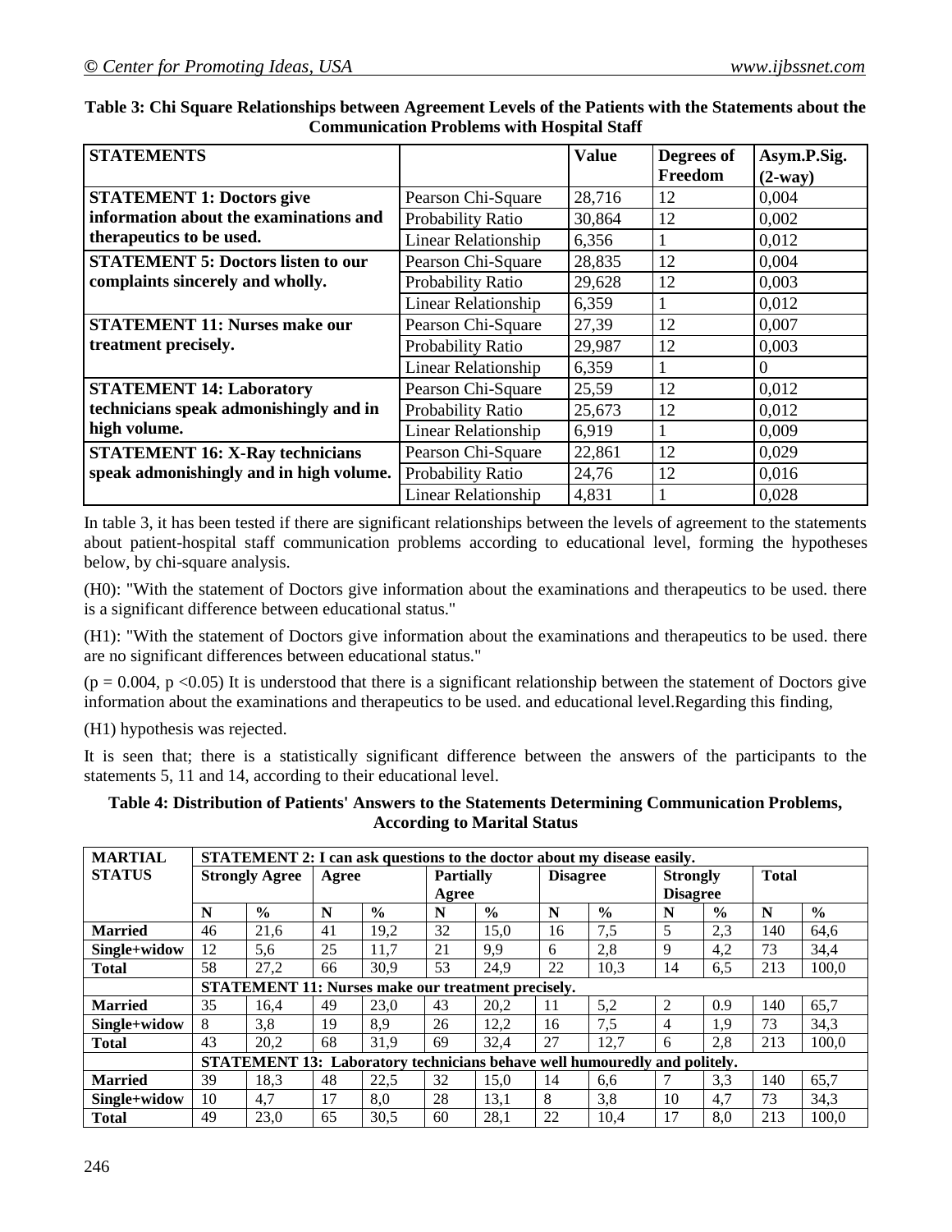**Table 3: Chi Square Relationships between Agreement Levels of the Patients with the Statements about the Communication Problems with Hospital Staff**

| STATEMENTS | | Value | Degrees of Freedom | Asym.P.Sig. (2-way) |
|---|---|---|---|---|
| **STATEMENT 1: Doctors give information about the examinations and therapeutics to be used.** | Pearson Chi-Square | 28,716 | 12 | 0,004 |
| | Probability Ratio | 30,864 | 12 | 0,002 |
| | Linear Relationship | 6,356 | 1 | 0,012 |
| **STATEMENT 5: Doctors listen to our complaints sincerely and wholly.** | Pearson Chi-Square | 28,835 | 12 | 0,004 |
| | Probability Ratio | 29,628 | 12 | 0,003 |
| | Linear Relationship | 6,359 | 1 | 0,012 |
| **STATEMENT 11: Nurses make our treatment precisely.** | Pearson Chi-Square | 27,39 | 12 | 0,007 |
| | Probability Ratio | 29,987 | 12 | 0,003 |
| | Linear Relationship | 6,359 | 1 | 0 |
| **STATEMENT 14: Laboratory technicians speak admonishingly and in high volume.** | Pearson Chi-Square | 25,59 | 12 | 0,012 |
| | Probability Ratio | 25,673 | 12 | 0,012 |
| | Linear Relationship | 6,919 | 1 | 0,009 |
| **STATEMENT 16: X-Ray technicians speak admonishingly and in high volume.** | Pearson Chi-Square | 22,861 | 12 | 0,029 |
| | Probability Ratio | 24,76 | 12 | 0,016 |
| | Linear Relationship | 4,831 | 1 | 0,028 |

In table 3, it has been tested if there are significant relationships between the levels of agreement to the statements about patient-hospital staff communication problems according to educational level, forming the hypotheses below, by chi-square analysis.

(H0): "With the statement of Doctors give information about the examinations and therapeutics to be used. there is a significant difference between educational status."

(H1): "With the statement of Doctors give information about the examinations and therapeutics to be used. there are no significant differences between educational status."

($p = 0.004$, $p < 0.05$) It is understood that there is a significant relationship between the statement of Doctors give information about the examinations and therapeutics to be used. and educational level.Regarding this finding,

(H1) hypothesis was rejected.

It is seen that; there is a statistically significant difference between the answers of the participants to the statements 5, 11 and 14, according to their educational level.

**Table 4: Distribution of Patients' Answers to the Statements Determining Communication Problems, According to Marital Status**

| MARTIAL STATUS | STATEMENT 2: I can ask questions to the doctor about my disease easily. | | | | | | | | | | | |
|---|---|---|---|---|---|---|---|---|---|---|---|---|
| | Strongly Agree | | Agree | | Partially Agree | | Disagree | | Strongly Disagree | | Total | |
| | N | % | N | % | N | % | N | % | N | % | N | % |
| **Married** | 46 | 21,6 | 41 | 19,2 | 32 | 15,0 | 16 | 7,5 | 5 | 2,3 | 140 | 64,6 |
| **Single+widow** | 12 | 5,6 | 25 | 11,7 | 21 | 9,9 | 6 | 2,8 | 9 | 4,2 | 73 | 34,4 |
| **Total** | 58 | 27,2 | 66 | 30,9 | 53 | 24,9 | 22 | 10,3 | 14 | 6,5 | 213 | 100,0 |
| | **STATEMENT 11: Nurses make our treatment precisely.** | | | | | | | | | | | |
| **Married** | 35 | 16,4 | 49 | 23,0 | 43 | 20,2 | 11 | 5,2 | 2 | 0.9 | 140 | 65,7 |
| **Single+widow** | 8 | 3,8 | 19 | 8,9 | 26 | 12,2 | 16 | 7,5 | 4 | 1,9 | 73 | 34,3 |
| **Total** | 43 | 20,2 | 68 | 31,9 | 69 | 32,4 | 27 | 12,7 | 6 | 2,8 | 213 | 100,0 |
| | **STATEMENT 13: Laboratory technicians behave well humouredly and politely.** | | | | | | | | | | | |
| **Married** | 39 | 18,3 | 48 | 22,5 | 32 | 15,0 | 14 | 6,6 | 7 | 3,3 | 140 | 65,7 |
| **Single+widow** | 10 | 4,7 | 17 | 8,0 | 28 | 13,1 | 8 | 3,8 | 10 | 4,7 | 73 | 34,3 |
| **Total** | 49 | 23,0 | 65 | 30,5 | 60 | 28,1 | 22 | 10,4 | 17 | 8,0 | 213 | 100,0 |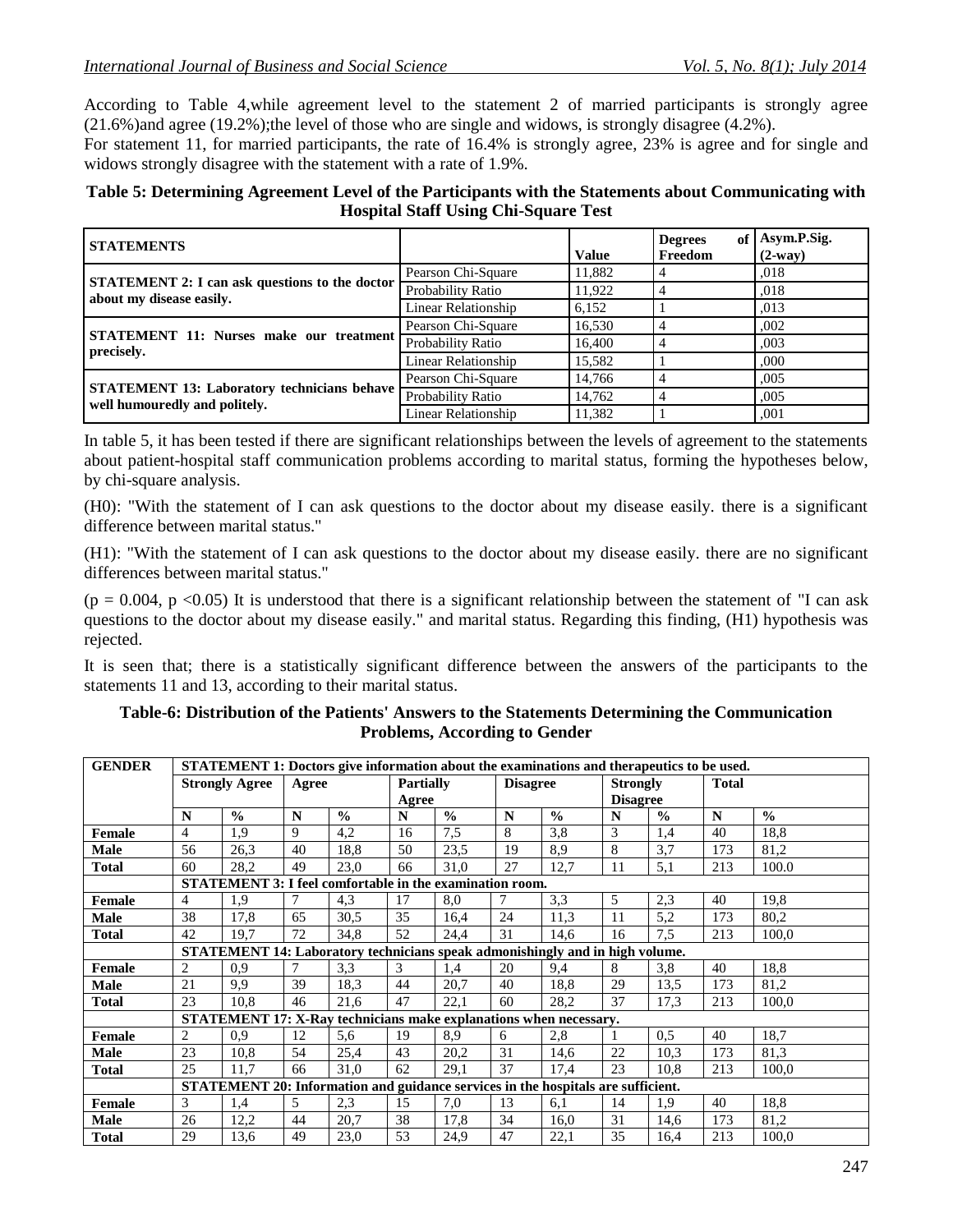According to Table 4,while agreement level to the statement 2 of married participants is strongly agree (21.6%)and agree (19.2%);the level of those who are single and widows, is strongly disagree (4.2%).

For statement 11, for married participants, the rate of 16.4% is strongly agree, 23% is agree and for single and widows strongly disagree with the statement with a rate of 1.9%.

**Table 5: Determining Agreement Level of the Participants with the Statements about Communicating with Hospital Staff Using Chi-Square Test**

| STATEMENTS | | Value | Degrees of Freedom | Asym.P.Sig. (2-way) |
|---|---|---|---|---|
| **STATEMENT 2: I can ask questions to the doctor about my disease easily.** | Pearson Chi-Square | 11,882 | 4 | ,018 |
| | Probability Ratio | 11,922 | 4 | ,018 |
| | Linear Relationship | 6,152 | 1 | ,013 |
| **STATEMENT 11: Nurses make our treatment precisely.** | Pearson Chi-Square | 16,530 | 4 | ,002 |
| | Probability Ratio | 16,400 | 4 | ,003 |
| | Linear Relationship | 15,582 | 1 | ,000 |
| **STATEMENT 13: Laboratory technicians behave well humouredly and politely.** | Pearson Chi-Square | 14,766 | 4 | ,005 |
| | Probability Ratio | 14,762 | 4 | ,005 |
| | Linear Relationship | 11,382 | 1 | ,001 |

In table 5, it has been tested if there are significant relationships between the levels of agreement to the statements about patient-hospital staff communication problems according to marital status, forming the hypotheses below, by chi-square analysis.

(H0): "With the statement of I can ask questions to the doctor about my disease easily. there is a significant difference between marital status."

(H1): "With the statement of I can ask questions to the doctor about my disease easily. there are no significant differences between marital status."

($p = 0.004$, $p < 0.05$) It is understood that there is a significant relationship between the statement of "I can ask questions to the doctor about my disease easily." and marital status. Regarding this finding, (H1) hypothesis was rejected.

It is seen that; there is a statistically significant difference between the answers of the participants to the statements 11 and 13, according to their marital status.

**Table-6: Distribution of the Patients' Answers to the Statements Determining the Communication Problems, According to Gender**

| GENDER | STATEMENT 1: Doctors give information about the examinations and therapeutics to be used. | | | | | | | | | | | |
|---|---|---|---|---|---|---|---|---|---|---|---|---|
| | Strongly Agree | | Agree | | Partially Agree | | Disagree | | Strongly Disagree | | Total | |
| | N | % | N | % | N | % | N | % | N | % | N | % |
| **Female** | 4 | 1,9 | 9 | 4,2 | 16 | 7,5 | 8 | 3,8 | 3 | 1,4 | 40 | 18,8 |
| **Male** | 56 | 26,3 | 40 | 18,8 | 50 | 23,5 | 19 | 8,9 | 8 | 3,7 | 173 | 81,2 |
| **Total** | 60 | 28,2 | 49 | 23,0 | 66 | 31,0 | 27 | 12,7 | 11 | 5,1 | 213 | 100.0 |
| | **STATEMENT 3: I feel comfortable in the examination room.** | | | | | | | | | | | |
| **Female** | 4 | 1,9 | 7 | 4,3 | 17 | 8,0 | 7 | 3,3 | 5 | 2,3 | 40 | 19,8 |
| **Male** | 38 | 17,8 | 65 | 30,5 | 35 | 16,4 | 24 | 11,3 | 11 | 5,2 | 173 | 80,2 |
| **Total** | 42 | 19,7 | 72 | 34,8 | 52 | 24,4 | 31 | 14,6 | 16 | 7,5 | 213 | 100,0 |
| | **STATEMENT 14: Laboratory technicians speak admonishingly and in high volume.** | | | | | | | | | | | |
| **Female** | 2 | 0,9 | 7 | 3,3 | 3 | 1,4 | 20 | 9,4 | 8 | 3,8 | 40 | 18,8 |
| **Male** | 21 | 9,9 | 39 | 18,3 | 44 | 20,7 | 40 | 18,8 | 29 | 13,5 | 173 | 81,2 |
| **Total** | 23 | 10,8 | 46 | 21,6 | 47 | 22,1 | 60 | 28,2 | 37 | 17,3 | 213 | 100,0 |
| | **STATEMENT 17: X-Ray technicians make explanations when necessary.** | | | | | | | | | | | |
| **Female** | 2 | 0,9 | 12 | 5,6 | 19 | 8,9 | 6 | 2,8 | 1 | 0,5 | 40 | 18,7 |
| **Male** | 23 | 10,8 | 54 | 25,4 | 43 | 20,2 | 31 | 14,6 | 22 | 10,3 | 173 | 81,3 |
| **Total** | 25 | 11,7 | 66 | 31,0 | 62 | 29,1 | 37 | 17,4 | 23 | 10,8 | 213 | 100,0 |
| | **STATEMENT 20: Information and guidance services in the hospitals are sufficient.** | | | | | | | | | | | |
| **Female** | 3 | 1,4 | 5 | 2,3 | 15 | 7,0 | 13 | 6,1 | 14 | 1,9 | 40 | 18,8 |
| **Male** | 26 | 12,2 | 44 | 20,7 | 38 | 17,8 | 34 | 16,0 | 31 | 14,6 | 173 | 81,2 |
| **Total** | 29 | 13,6 | 49 | 23,0 | 53 | 24,9 | 47 | 22,1 | 35 | 16,4 | 213 | 100,0 |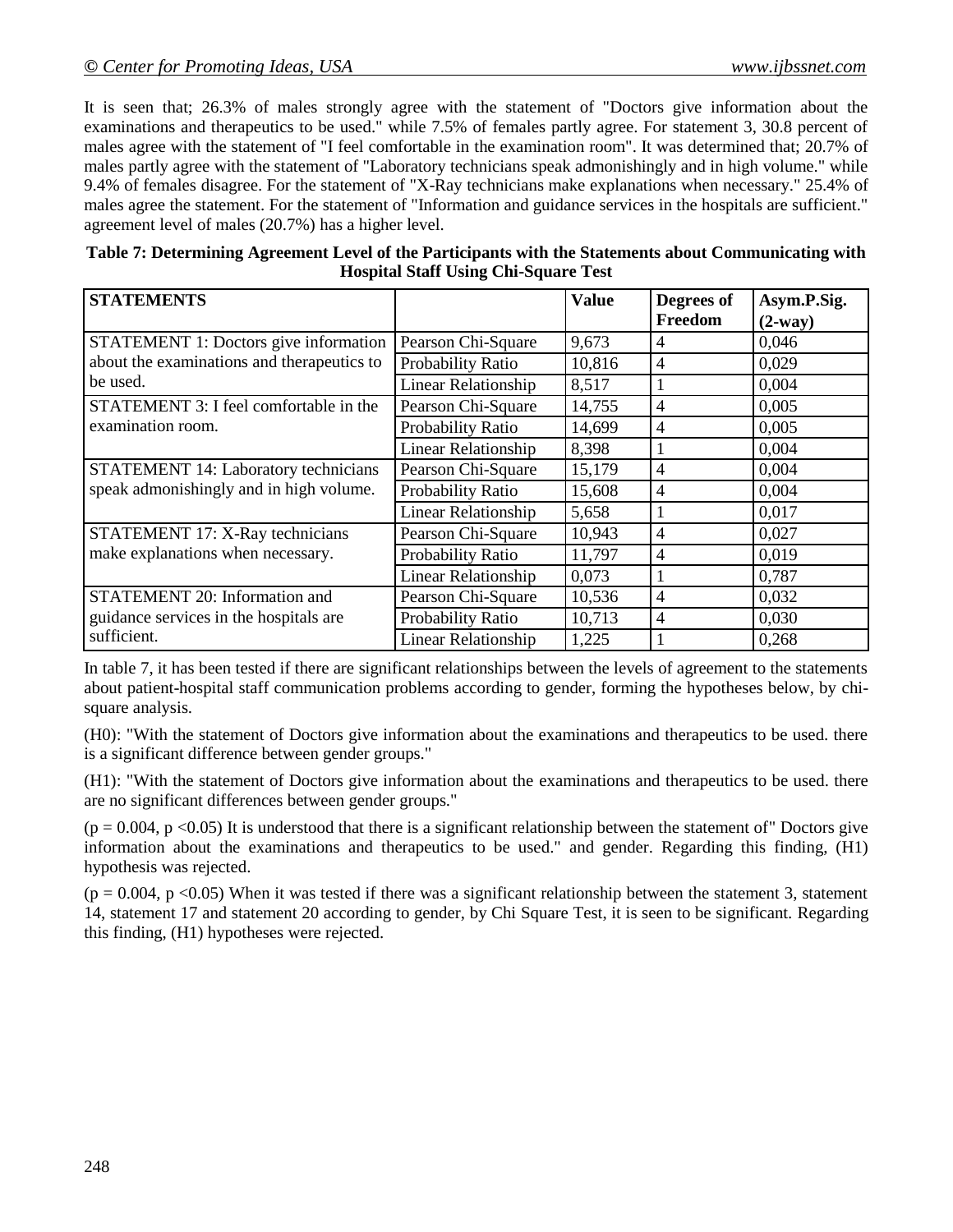It is seen that; 26.3% of males strongly agree with the statement of "Doctors give information about the examinations and therapeutics to be used." while 7.5% of females partly agree. For statement 3, 30.8 percent of males agree with the statement of "I feel comfortable in the examination room". It was determined that; 20.7% of males partly agree with the statement of "Laboratory technicians speak admonishingly and in high volume." while 9.4% of females disagree. For the statement of "X-Ray technicians make explanations when necessary." 25.4% of males agree the statement. For the statement of "Information and guidance services in the hospitals are sufficient." agreement level of males (20.7%) has a higher level.

**Table 7: Determining Agreement Level of the Participants with the Statements about Communicating with Hospital Staff Using Chi-Square Test**

| STATEMENTS | | Value | Degrees of Freedom | Asym.P.Sig. (2-way) |
|---|---|---|---|---|
| STATEMENT 1: Doctors give information about the examinations and therapeutics to be used. | Pearson Chi-Square | 9,673 | 4 | 0,046 |
| | Probability Ratio | 10,816 | 4 | 0,029 |
| | Linear Relationship | 8,517 | 1 | 0,004 |
| STATEMENT 3: I feel comfortable in the examination room. | Pearson Chi-Square | 14,755 | 4 | 0,005 |
| | Probability Ratio | 14,699 | 4 | 0,005 |
| | Linear Relationship | 8,398 | 1 | 0,004 |
| STATEMENT 14: Laboratory technicians speak admonishingly and in high volume. | Pearson Chi-Square | 15,179 | 4 | 0,004 |
| | Probability Ratio | 15,608 | 4 | 0,004 |
| | Linear Relationship | 5,658 | 1 | 0,017 |
| STATEMENT 17: X-Ray technicians make explanations when necessary. | Pearson Chi-Square | 10,943 | 4 | 0,027 |
| | Probability Ratio | 11,797 | 4 | 0,019 |
| | Linear Relationship | 0,073 | 1 | 0,787 |
| STATEMENT 20: Information and guidance services in the hospitals are sufficient. | Pearson Chi-Square | 10,536 | 4 | 0,032 |
| | Probability Ratio | 10,713 | 4 | 0,030 |
| | Linear Relationship | 1,225 | 1 | 0,268 |

In table 7, it has been tested if there are significant relationships between the levels of agreement to the statements about patient-hospital staff communication problems according to gender, forming the hypotheses below, by chi-square analysis.

(H0): "With the statement of Doctors give information about the examinations and therapeutics to be used. there is a significant difference between gender groups."

(H1): "With the statement of Doctors give information about the examinations and therapeutics to be used. there are no significant differences between gender groups."

($p = 0.004$, $p < 0.05$) It is understood that there is a significant relationship between the statement of" Doctors give information about the examinations and therapeutics to be used." and gender. Regarding this finding, (H1) hypothesis was rejected.

($p = 0.004$, $p < 0.05$) When it was tested if there was a significant relationship between the statement 3, statement 14, statement 17 and statement 20 according to gender, by Chi Square Test, it is seen to be significant. Regarding this finding, (H1) hypotheses were rejected.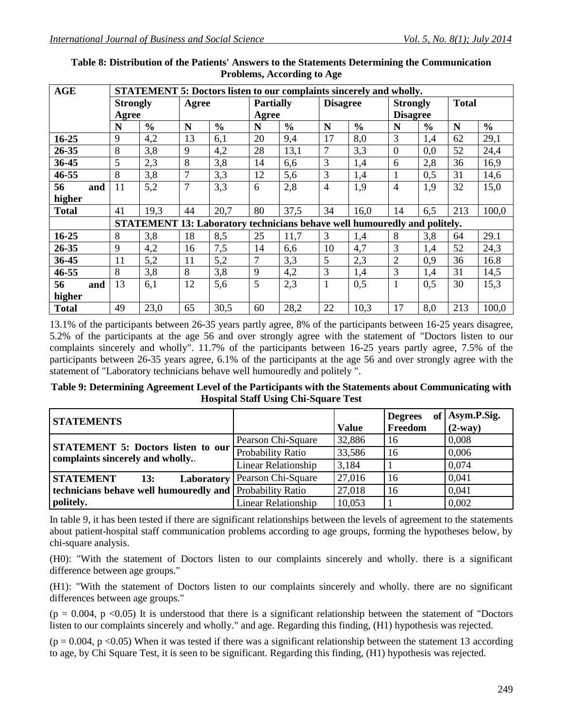**Table 8: Distribution of the Patients' Answers to the Statements Determining the Communication Problems, According to Age**

| AGE | STATEMENT 5: Doctors listen to our complaints sincerely and wholly. | | | | | | | | | | | |
|---|---|---|---|---|---|---|---|---|---|---|---|---|
| | Strongly Agree | | Agree | | Partially Agree | | Disagree | | Strongly Disagree | | Total | |
| | N | % | N | % | N | % | N | % | N | % | N | % |
| 16-25 | 9 | 4,2 | 13 | 6,1 | 20 | 9,4 | 17 | 8,0 | 3 | 1,4 | 62 | 29,1 |
| 26-35 | 8 | 3,8 | 9 | 4,2 | 28 | 13,1 | 7 | 3,3 | 0 | 0,0 | 52 | 24,4 |
| 36-45 | 5 | 2,3 | 8 | 3,8 | 14 | 6,6 | 3 | 1,4 | 6 | 2,8 | 36 | 16,9 |
| 46-55 | 8 | 3,8 | 7 | 3,3 | 12 | 5,6 | 3 | 1,4 | 1 | 0,5 | 31 | 14,6 |
| 56 and higher | 11 | 5,2 | 7 | 3,3 | 6 | 2,8 | 4 | 1,9 | 4 | 1,9 | 32 | 15,0 |
| Total | 41 | 19,3 | 44 | 20,7 | 80 | 37,5 | 34 | 16,0 | 14 | 6,5 | 213 | 100,0 |
| | STATEMENT 13: Laboratory technicians behave well humouredly and politely. | | | | | | | | | | | |
| 16-25 | 8 | 3,8 | 18 | 8,5 | 25 | 11,7 | 3 | 1,4 | 8 | 3,8 | 64 | 29.1 |
| 26-35 | 9 | 4,2 | 16 | 7,5 | 14 | 6,6 | 10 | 4,7 | 3 | 1,4 | 52 | 24,3 |
| 36-45 | 11 | 5,2 | 11 | 5,2 | 7 | 3,3 | 5 | 2,3 | 2 | 0,9 | 36 | 16.8 |
| 46-55 | 8 | 3,8 | 8 | 3,8 | 9 | 4,2 | 3 | 1,4 | 3 | 1,4 | 31 | 14,5 |
| 56 and higher | 13 | 6,1 | 12 | 5,6 | 5 | 2,3 | 1 | 0,5 | 1 | 0,5 | 30 | 15,3 |
| Total | 49 | 23,0 | 65 | 30,5 | 60 | 28,2 | 22 | 10,3 | 17 | 8,0 | 213 | 100,0 |

13.1% of the participants between 26-35 years partly agree, 8% of the participants between 16-25 years disagree, 5.2% of the participants at the age 56 and over strongly agree with the statement of "Doctors listen to our complaints sincerely and wholly". 11.7% of the participants between 16-25 years partly agree, 7.5% of the participants between 26-35 years agree, 6.1% of the participants at the age 56 and over strongly agree with the statement of "Laboratory technicians behave well humouredly and politely ".

**Table 9: Determining Agreement Level of the Participants with the Statements about Communicating with Hospital Staff Using Chi-Square Test**

| STATEMENTS | | Value | Degrees of Freedom | Asym.P.Sig. (2-way) |
|---|---|---|---|---|
| STATEMENT 5: Doctors listen to our complaints sincerely and wholly.. | Pearson Chi-Square | 32,886 | 16 | 0,008 |
| | Probability Ratio | 33,586 | 16 | 0,006 |
| | Linear Relationship | 3,184 | 1 | 0,074 |
| STATEMENT 13: Laboratory technicians behave well humouredly and politely. | Pearson Chi-Square | 27,016 | 16 | 0,041 |
| | Probability Ratio | 27,018 | 16 | 0,041 |
| | Linear Relationship | 10,053 | 1 | 0,002 |

In table 9, it has been tested if there are significant relationships between the levels of agreement to the statements about patient-hospital staff communication problems according to age groups, forming the hypotheses below, by chi-square analysis.

(H0): "With the statement of Doctors listen to our complaints sincerely and wholly. there is a significant difference between age groups."

(H1): "With the statement of Doctors listen to our complaints sincerely and wholly. there are no significant differences between age groups."

($p = 0.004$, $p < 0.05$) It is understood that there is a significant relationship between the statement of "Doctors listen to our complaints sincerely and wholly." and age. Regarding this finding, (H1) hypothesis was rejected.

($p = 0.004$, $p < 0.05$) When it was tested if there was a significant relationship between the statement 13 according to age, by Chi Square Test, it is seen to be significant. Regarding this finding, (H1) hypothesis was rejected.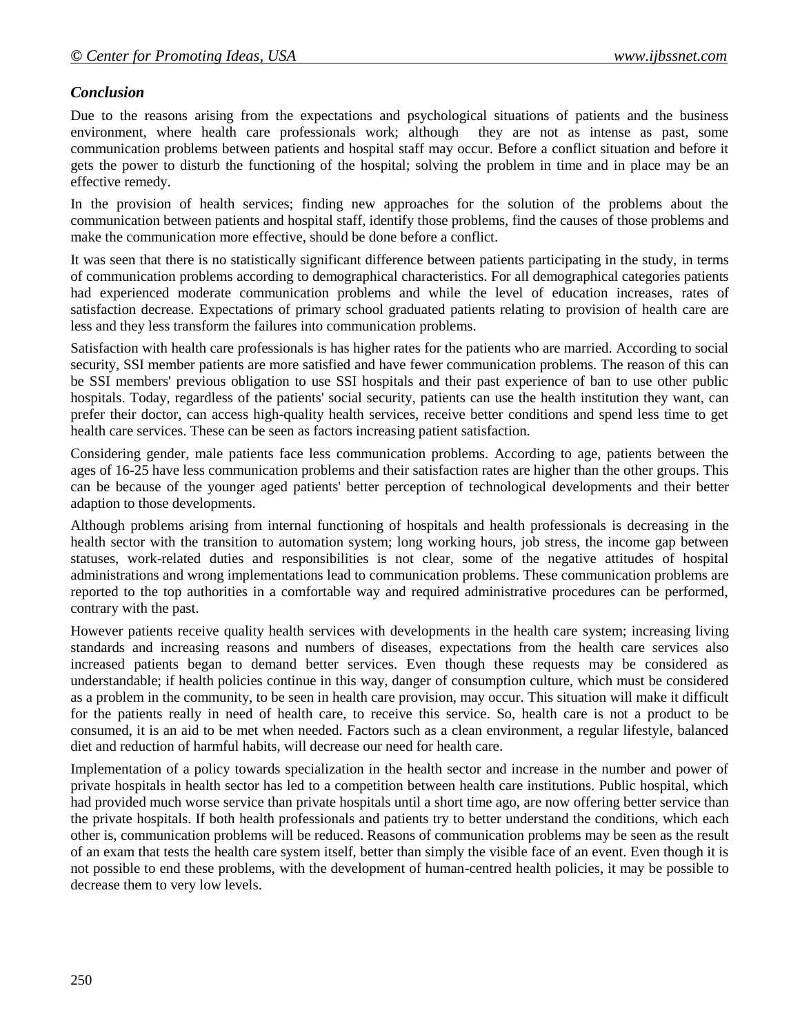### *Conclusion*

Due to the reasons arising from the expectations and psychological situations of patients and the business environment, where health care professionals work; although they are not as intense as past, some communication problems between patients and hospital staff may occur. Before a conflict situation and before it gets the power to disturb the functioning of the hospital; solving the problem in time and in place may be an effective remedy.

In the provision of health services; finding new approaches for the solution of the problems about the communication between patients and hospital staff, identify those problems, find the causes of those problems and make the communication more effective, should be done before a conflict.

It was seen that there is no statistically significant difference between patients participating in the study, in terms of communication problems according to demographical characteristics. For all demographical categories patients had experienced moderate communication problems and while the level of education increases, rates of satisfaction decrease. Expectations of primary school graduated patients relating to provision of health care are less and they less transform the failures into communication problems.

Satisfaction with health care professionals is has higher rates for the patients who are married. According to social security, SSI member patients are more satisfied and have fewer communication problems. The reason of this can be SSI members' previous obligation to use SSI hospitals and their past experience of ban to use other public hospitals. Today, regardless of the patients' social security, patients can use the health institution they want, can prefer their doctor, can access high-quality health services, receive better conditions and spend less time to get health care services. These can be seen as factors increasing patient satisfaction.

Considering gender, male patients face less communication problems. According to age, patients between the ages of 16-25 have less communication problems and their satisfaction rates are higher than the other groups. This can be because of the younger aged patients' better perception of technological developments and their better adaption to those developments.

Although problems arising from internal functioning of hospitals and health professionals is decreasing in the health sector with the transition to automation system; long working hours, job stress, the income gap between statuses, work-related duties and responsibilities is not clear, some of the negative attitudes of hospital administrations and wrong implementations lead to communication problems. These communication problems are reported to the top authorities in a comfortable way and required administrative procedures can be performed, contrary with the past.

However patients receive quality health services with developments in the health care system; increasing living standards and increasing reasons and numbers of diseases, expectations from the health care services also increased patients began to demand better services. Even though these requests may be considered as understandable; if health policies continue in this way, danger of consumption culture, which must be considered as a problem in the community, to be seen in health care provision, may occur. This situation will make it difficult for the patients really in need of health care, to receive this service. So, health care is not a product to be consumed, it is an aid to be met when needed. Factors such as a clean environment, a regular lifestyle, balanced diet and reduction of harmful habits, will decrease our need for health care.

Implementation of a policy towards specialization in the health sector and increase in the number and power of private hospitals in health sector has led to a competition between health care institutions. Public hospital, which had provided much worse service than private hospitals until a short time ago, are now offering better service than the private hospitals. If both health professionals and patients try to better understand the conditions, which each other is, communication problems will be reduced. Reasons of communication problems may be seen as the result of an exam that tests the health care system itself, better than simply the visible face of an event. Even though it is not possible to end these problems, with the development of human-centred health policies, it may be possible to decrease them to very low levels.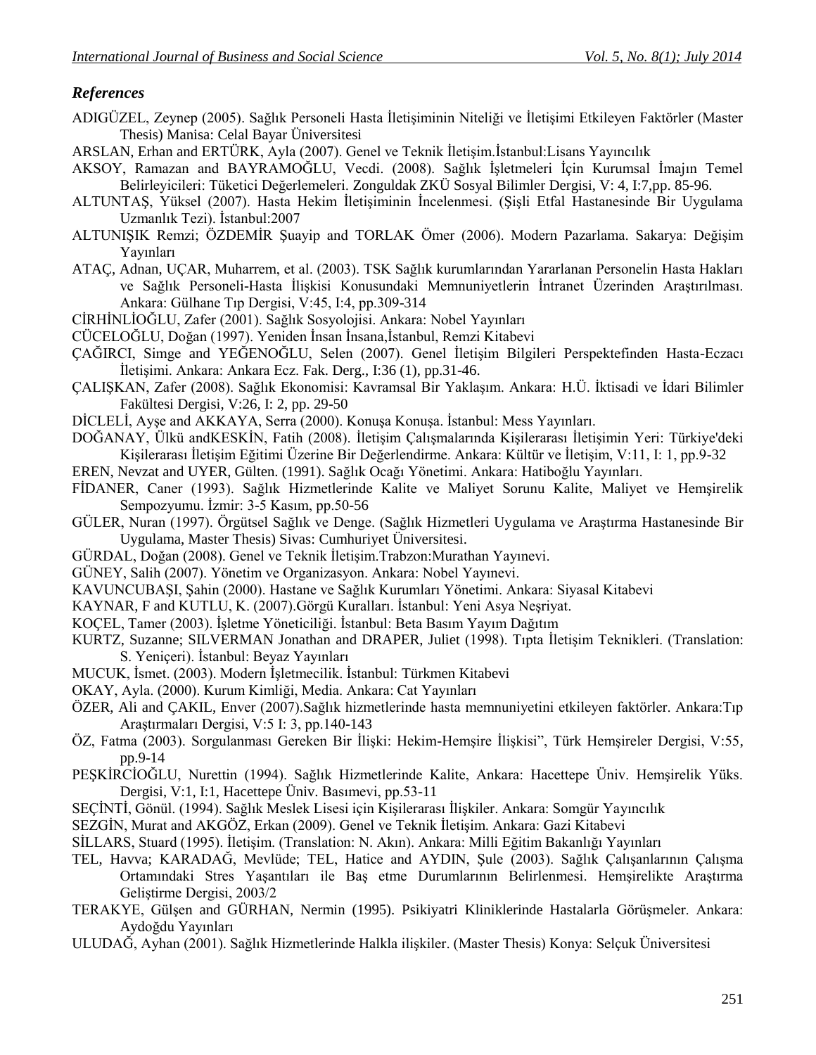### *References*

ADIGÜZEL, Zeynep (2005). Sağlık Personeli Hasta İletişiminin Niteliği ve İletişimi Etkileyen Faktörler (Master Thesis) Manisa: Celal Bayar Üniversitesi

ARSLAN, Erhan and ERTÜRK, Ayla (2007). Genel ve Teknik İletişim.İstanbul:Lisans Yayıncılık

AKSOY, Ramazan and BAYRAMOĞLU, Vecdi. (2008). Sağlık İşletmeleri İçin Kurumsal İmajın Temel Belirleyicileri: Tüketici Değerlemeleri. Zonguldak ZKÜ Sosyal Bilimler Dergisi, V: 4, I:7,pp. 85-96.

ALTUNTAŞ, Yüksel (2007). Hasta Hekim İletişiminin İncelenmesi. (Şişli Etfal Hastanesinde Bir Uygulama Uzmanlık Tezi). İstanbul:2007

ALTUNIŞIK Remzi; ÖZDEMİR Şuayip and TORLAK Ömer (2006). Modern Pazarlama. Sakarya: Değişim Yayınları

ATAÇ, Adnan, UÇAR, Muharrem, et al. (2003). TSK Sağlık kurumlarından Yararlanan Personelin Hasta Hakları ve Sağlık Personeli-Hasta İlişkisi Konusundaki Memnuniyetlerin İntranet Üzerinden Araştırılması. Ankara: Gülhane Tıp Dergisi, V:45, I:4, pp.309-314

CİRHİNLİOĞLU, Zafer (2001). Sağlık Sosyolojisi. Ankara: Nobel Yayınları

CÜCELOĞLU, Doğan (1997). Yeniden İnsan İnsana,İstanbul, Remzi Kitabevi

ÇAĞIRCI, Simge and YEĞENOĞLU, Selen (2007). Genel İletişim Bilgileri Perspektefinden Hasta-Eczacı İletişimi. Ankara: Ankara Ecz. Fak. Derg., I:36 (1), pp.31-46.

ÇALIŞKAN, Zafer (2008). Sağlık Ekonomisi: Kavramsal Bir Yaklaşım. Ankara: H.Ü. İktisadi ve İdari Bilimler Fakültesi Dergisi, V:26, I: 2, pp. 29-50

DİCLELİ, Ayşe and AKKAYA, Serra (2000). Konuşa Konuşa. İstanbul: Mess Yayınları.

DOĞANAY, Ülkü andKESKİN, Fatih (2008). İletişim Çalışmalarında Kişilerarası İletişimin Yeri: Türkiye'deki Kişilerarası İletişim Eğitimi Üzerine Bir Değerlendirme. Ankara: Kültür ve İletişim, V:11, I: 1, pp.9-32

EREN, Nevzat and UYER, Gülten. (1991). Sağlık Ocağı Yönetimi. Ankara: Hatiboğlu Yayınları.

FİDANER, Caner (1993). Sağlık Hizmetlerinde Kalite ve Maliyet Sorunu Kalite, Maliyet ve Hemşirelik Sempozyumu. İzmir: 3-5 Kasım, pp.50-56

GÜLER, Nuran (1997). Örgütsel Sağlık ve Denge. (Sağlık Hizmetleri Uygulama ve Araştırma Hastanesinde Bir Uygulama, Master Thesis) Sivas: Cumhuriyet Üniversitesi.

GÜRDAL, Doğan (2008). Genel ve Teknik İletişim.Trabzon:Murathan Yayınevi.

GÜNEY, Salih (2007). Yönetim ve Organizasyon. Ankara: Nobel Yayınevi.

KAVUNCUBAŞI, Şahin (2000). Hastane ve Sağlık Kurumları Yönetimi. Ankara: Siyasal Kitabevi

KAYNAR, F and KUTLU, K. (2007).Görgü Kuralları. İstanbul: Yeni Asya Neşriyat.

KOÇEL, Tamer (2003). İşletme Yöneticiliği. İstanbul: Beta Basım Yayım Dağıtım

KURTZ, Suzanne; SILVERMAN Jonathan and DRAPER, Juliet (1998). Tıpta İletişim Teknikleri. (Translation: S. Yeniçeri). İstanbul: Beyaz Yayınları

MUCUK, İsmet. (2003). Modern İşletmecilik. İstanbul: Türkmen Kitabevi

OKAY, Ayla. (2000). Kurum Kimliği, Media. Ankara: Cat Yayınları

ÖZER, Ali and ÇAKIL, Enver (2007).Sağlık hizmetlerinde hasta memnuniyetini etkileyen faktörler. Ankara:Tıp Araştırmaları Dergisi, V:5 I: 3, pp.140-143

ÖZ, Fatma (2003). Sorgulanması Gereken Bir İlişki: Hekim-Hemşire İlişkisi", Türk Hemşireler Dergisi, V:55, pp.9-14

PEŞKİRCİOĞLU, Nurettin (1994). Sağlık Hizmetlerinde Kalite, Ankara: Hacettepe Üniv. Hemşirelik Yüks. Dergisi, V:1, I:1, Hacettepe Üniv. Basımevi, pp.53-11

SEÇİNTİ, Gönül. (1994). Sağlık Meslek Lisesi için Kişilerarası İlişkiler. Ankara: Somgür Yayıncılık

SEZGİN, Murat and AKGÖZ, Erkan (2009). Genel ve Teknik İletişim. Ankara: Gazi Kitabevi

SİLLARS, Stuard (1995). İletişim. (Translation: N. Akın). Ankara: Milli Eğitim Bakanlığı Yayınları

TEL, Havva; KARADAĞ, Mevlüde; TEL, Hatice and AYDIN, Şule (2003). Sağlık Çalışanlarının Çalışma Ortamındaki Stres Yaşantıları ile Baş etme Durumlarının Belirlenmesi. Hemşirelikte Araştırma Geliştirme Dergisi, 2003/2

TERAKYE, Gülşen and GÜRHAN, Nermin (1995). Psikiyatri Kliniklerinde Hastalarla Görüşmeler. Ankara: Aydoğdu Yayınları

ULUDAĞ, Ayhan (2001). Sağlık Hizmetlerinde Halkla ilişkiler. (Master Thesis) Konya: Selçuk Üniversitesi